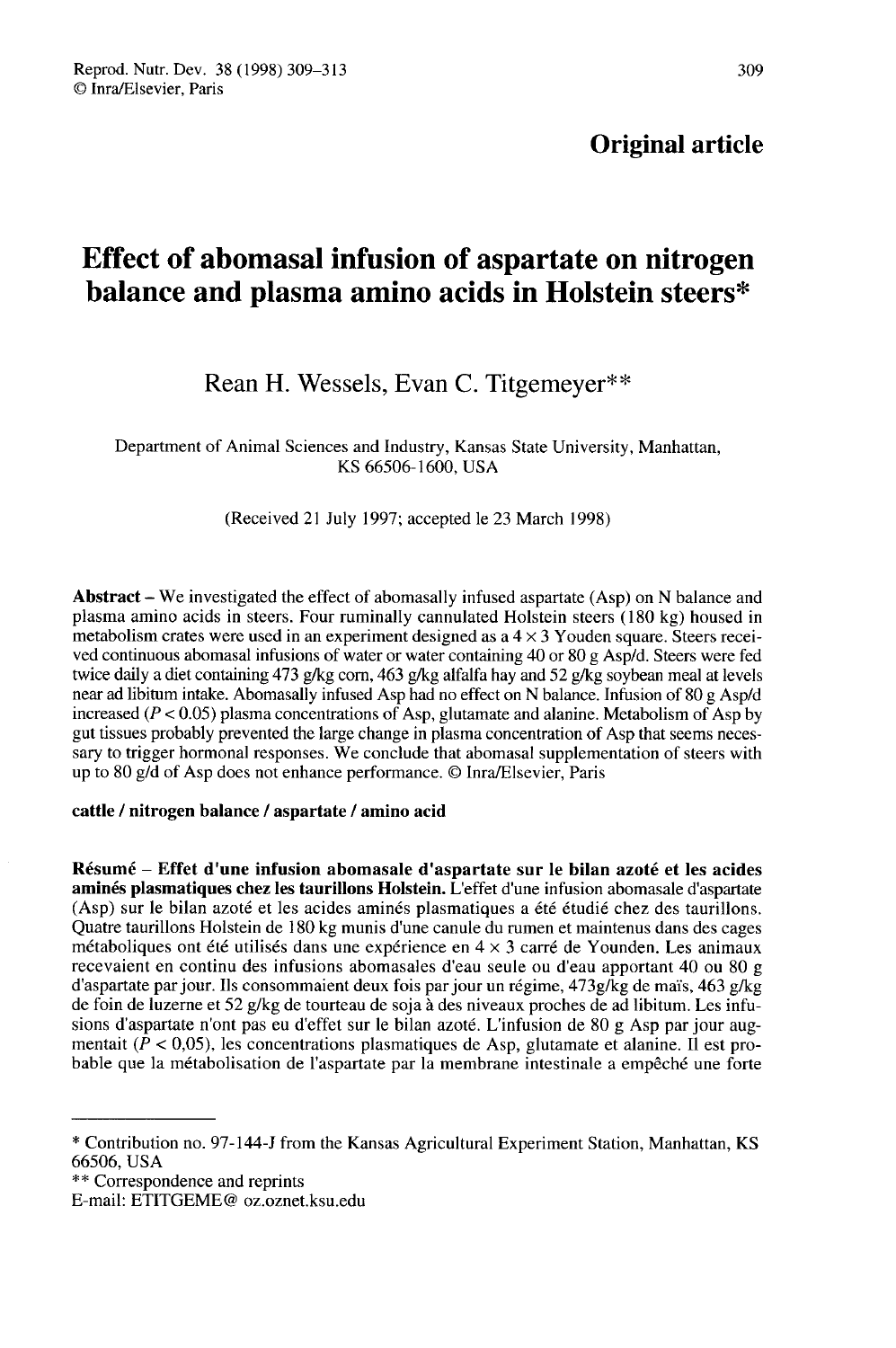## Original article

# Effect of abomasal infusion of aspartate on nitrogen balance and plasma amino acids in Holstein steers*

Rean H. Wessels, Evan C. Titgemeyer**

Department of Animal Sciences and Industry, Kansas State University, Manhattan, KS 66506-1600, USA

(Received 21 July 1997; accepted le 23 March 1998)

**Abstract** – We investigated the effect of abomasally infused aspartate (Asp) on N balance and plasma amino acids in steers. Four ruminally cannulated Holstein steers (180 kg) housed in metabolism crates were used in an experiment designed as a 4 × 3 Youden square. Steers received continuous abomasal infusions of water or water containing 40 or 80 g Asp/d. Steers were fed twice daily a diet containing 473 g/kg corn, 463 g/kg alfalfa hay and 52 g/kg soybean meal at levels near ad libitum intake. Abomasally infused Asp had no effect on N balance. Infusion of 80 g Asp/d increased ($P < 0.05$) plasma concentrations of Asp, glutamate and alanine. Metabolism of Asp by gut tissues probably prevented the large change in plasma concentration of Asp that seems necessary to trigger hormonal responses. We conclude that abomasal supplementation of steers with up to 80 g/d of Asp does not enhance performance. © Inra/Elsevier, Paris

**cattle / nitrogen balance / aspartate / amino acid**

**Résumé – Effet d'une infusion abomasale d'aspartate sur le bilan azoté et les acides aminés plasmatiques chez les taurillons Holstein.** L'effet d'une infusion abomasale d'aspartate (Asp) sur le bilan azoté et les acides aminés plasmatiques a été étudié chez des taurillons. Quatre taurillons Holstein de 180 kg munis d'une canule du rumen et maintenus dans des cages métaboliques ont été utilisés dans une expérience en 4 × 3 carré de Younden. Les animaux recevaient en continu des infusions abomasales d'eau seule ou d'eau apportant 40 ou 80 g d'aspartate par jour. Ils consommaient deux fois par jour un régime, 473g/kg de maïs, 463 g/kg de foin de luzerne et 52 g/kg de tourteau de soja à des niveaux proches de ad libitum. Les infusions d'aspartate n'ont pas eu d'effet sur le bilan azoté. L'infusion de 80 g Asp par jour augmentait ($P < 0,05$), les concentrations plasmatiques de Asp, glutamate et alanine. Il est probable que la métabolisation de l'aspartate par la membrane intestinale a empêché une forte

---

* Contribution no. 97-144-J from the Kansas Agricultural Experiment Station, Manhattan, KS 66506, USA

** Correspondence and reprints
E-mail: ETITGEME@ oz.oznet.ksu.edu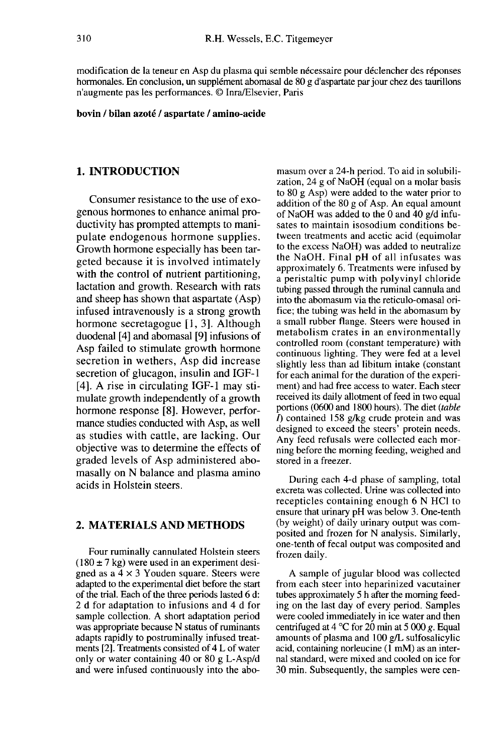modification de la teneur en Asp du plasma qui semble nécessaire pour déclencher des réponses hormonales. En conclusion, un supplément abomasal de 80 g d'aspartate par jour chez des taurillons n'augmente pas les performances. © Inra/Elsevier, Paris

**bovin / bilan azoté / aspartate / amino-acide**

## 1. INTRODUCTION

Consumer resistance to the use of exogenous hormones to enhance animal productivity has prompted attempts to manipulate endogenous hormone supplies. Growth hormone especially has been targeted because it is involved intimately with the control of nutrient partitioning, lactation and growth. Research with rats and sheep has shown that aspartate (Asp) infused intravenously is a strong growth hormone secretagogue [1, 3]. Although duodenal [4] and abomasal [9] infusions of Asp failed to stimulate growth hormone secretion in wethers, Asp did increase secretion of glucagon, insulin and IGF-1 [4]. A rise in circulating IGF-1 may stimulate growth independently of a growth hormone response [8]. However, performance studies conducted with Asp, as well as studies with cattle, are lacking. Our objective was to determine the effects of graded levels of Asp administered abomasally on N balance and plasma amino acids in Holstein steers.

## 2. MATERIALS AND METHODS

Four ruminally cannulated Holstein steers (180 ± 7 kg) were used in an experiment designed as a 4 × 3 Youden square. Steers were adapted to the experimental diet before the start of the trial. Each of the three periods lasted 6 d: 2 d for adaptation to infusions and 4 d for sample collection. A short adaptation period was appropriate because N status of ruminants adapts rapidly to postruminally infused treatments [2]. Treatments consisted of 4 L of water only or water containing 40 or 80 g L-Asp/d and were infused continuously into the abomasum over a 24-h period. To aid in solubilization, 24 g of NaOH (equal on a molar basis to 80 g Asp) were added to the water prior to addition of the 80 g of Asp. An equal amount of NaOH was added to the 0 and 40 g/d infusates to maintain isosodium conditions between treatments and acetic acid (equimolar to the excess NaOH) was added to neutralize the NaOH. Final pH of all infusates was approximately 6. Treatments were infused by a peristaltic pump with polyvinyl chloride tubing passed through the ruminal cannula and into the abomasum via the reticulo-omasal orifice; the tubing was held in the abomasum by a small rubber flange. Steers were housed in metabolism crates in an environmentally controlled room (constant temperature) with continuous lighting. They were fed at a level slightly less than ad libitum intake (constant for each animal for the duration of the experiment) and had free access to water. Each steer received its daily allotment of feed in two equal portions (0600 and 1800 hours). The diet (*table I*) contained 158 g/kg crude protein and was designed to exceed the steers' protein needs. Any feed refusals were collected each morning before the morning feeding, weighed and stored in a freezer.

During each 4-d phase of sampling, total excreta was collected. Urine was collected into recepticles containing enough 6 N HCl to ensure that urinary pH was below 3. One-tenth (by weight) of daily urinary output was composited and frozen for N analysis. Similarly, one-tenth of fecal output was composited and frozen daily.

A sample of jugular blood was collected from each steer into heparinized vacutainer tubes approximately 5 h after the morning feeding on the last day of every period. Samples were cooled immediately in ice water and then centrifuged at 4 °C for 20 min at 5 000 *g*. Equal amounts of plasma and 100 g/L sulfosalicylic acid, containing norleucine (1 mM) as an internal standard, were mixed and cooled on ice for 30 min. Subsequently, the samples were cen-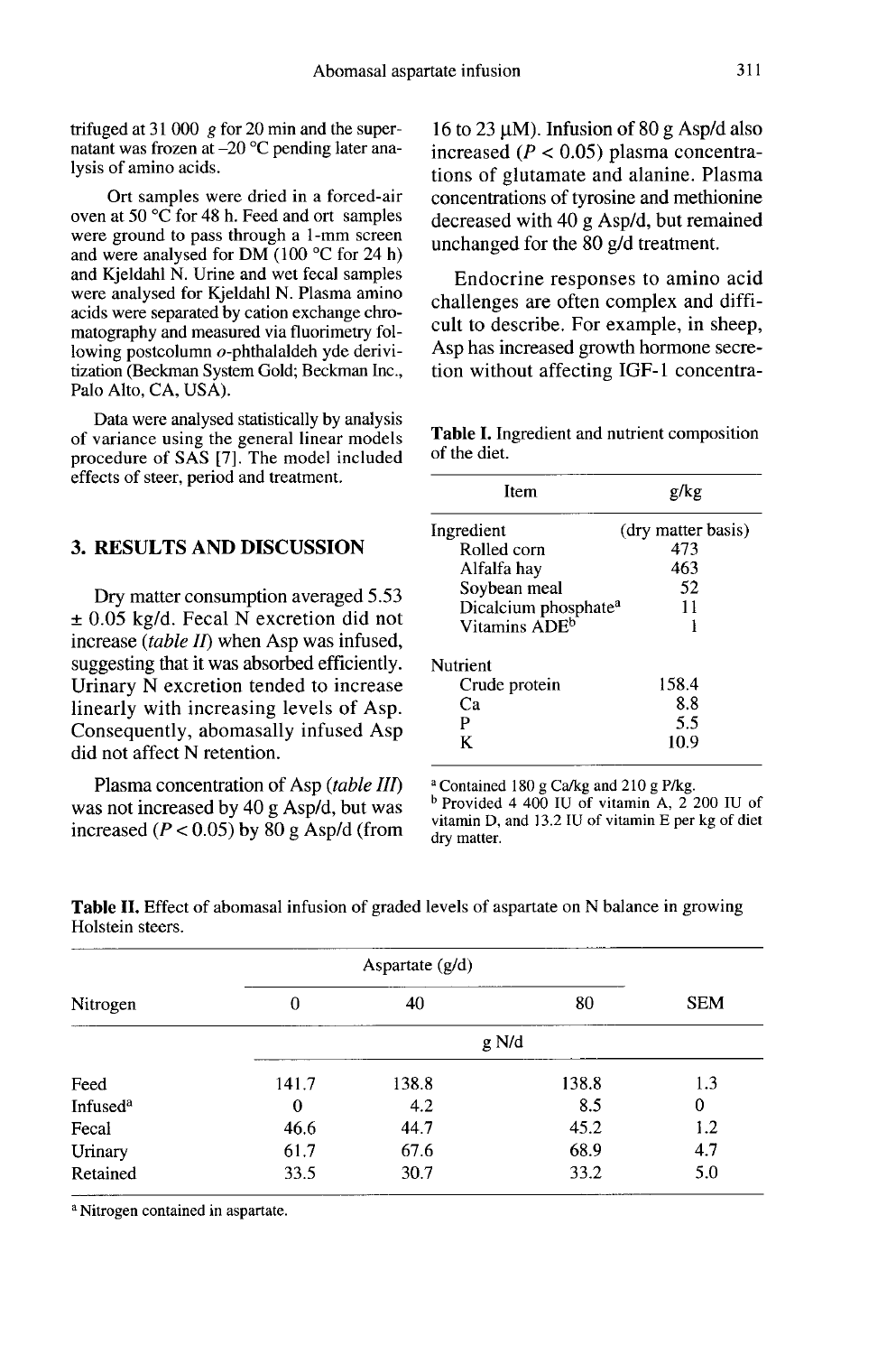trifuged at 31 000 g for 20 min and the supernatant was frozen at –20 °C pending later analysis of amino acids.

Ort samples were dried in a forced-air oven at 50 °C for 48 h. Feed and ort samples were ground to pass through a 1-mm screen and were analysed for DM (100 °C for 24 h) and Kjeldahl N. Urine and wet fecal samples were analysed for Kjeldahl N. Plasma amino acids were separated by cation exchange chromatography and measured via fluorimetry following postcolumn o-phthalaldeh yde derivitization (Beckman System Gold; Beckman Inc., Palo Alto, CA, USA).

Data were analysed statistically by analysis of variance using the general linear models procedure of SAS [7]. The model included effects of steer, period and treatment.

## 3. RESULTS AND DISCUSSION

Dry matter consumption averaged 5.53 ± 0.05 kg/d. Fecal N excretion did not increase (*table II*) when Asp was infused, suggesting that it was absorbed efficiently. Urinary N excretion tended to increase linearly with increasing levels of Asp. Consequently, abomasally infused Asp did not affect N retention.

Plasma concentration of Asp (*table III*) was not increased by 40 g Asp/d, but was increased ($P < 0.05$) by 80 g Asp/d (from 16 to 23 μM). Infusion of 80 g Asp/d also increased ($P < 0.05$) plasma concentrations of glutamate and alanine. Plasma concentrations of tyrosine and methionine decreased with 40 g Asp/d, but remained unchanged for the 80 g/d treatment.

Endocrine responses to amino acid challenges are often complex and difficult to describe. For example, in sheep, Asp has increased growth hormone secretion without affecting IGF-1 concentra-

**Table I.** Ingredient and nutrient composition of the diet.

| Item | g/kg |
|---|---|
| Ingredient | (dry matter basis) |
| Rolled corn | 473 |
| Alfalfa hay | 463 |
| Soybean meal | 52 |
| Dicalcium phosphate[a] | 11 |
| Vitamins ADE[b] | 1 |
| Nutrient | |
| Crude protein | 158.4 |
| Ca | 8.8 |
| P | 5.5 |
| K | 10.9 |

[a] Contained 180 g Ca/kg and 210 g P/kg.
[b] Provided 4 400 IU of vitamin A, 2 200 IU of vitamin D, and 13.2 IU of vitamin E per kg of diet dry matter.

**Table II.** Effect of abomasal infusion of graded levels of aspartate on N balance in growing Holstein steers.

| Nitrogen | Aspartate (g/d) | | | SEM |
|---|---|---|---|---|
| | 0 | 40 | 80 | |
| | g N/d | | | |
| Feed | 141.7 | 138.8 | 138.8 | 1.3 |
| Infused[a] | 0 | 4.2 | 8.5 | 0 |
| Fecal | 46.6 | 44.7 | 45.2 | 1.2 |
| Urinary | 61.7 | 67.6 | 68.9 | 4.7 |
| Retained | 33.5 | 30.7 | 33.2 | 5.0 |

[a] Nitrogen contained in aspartate.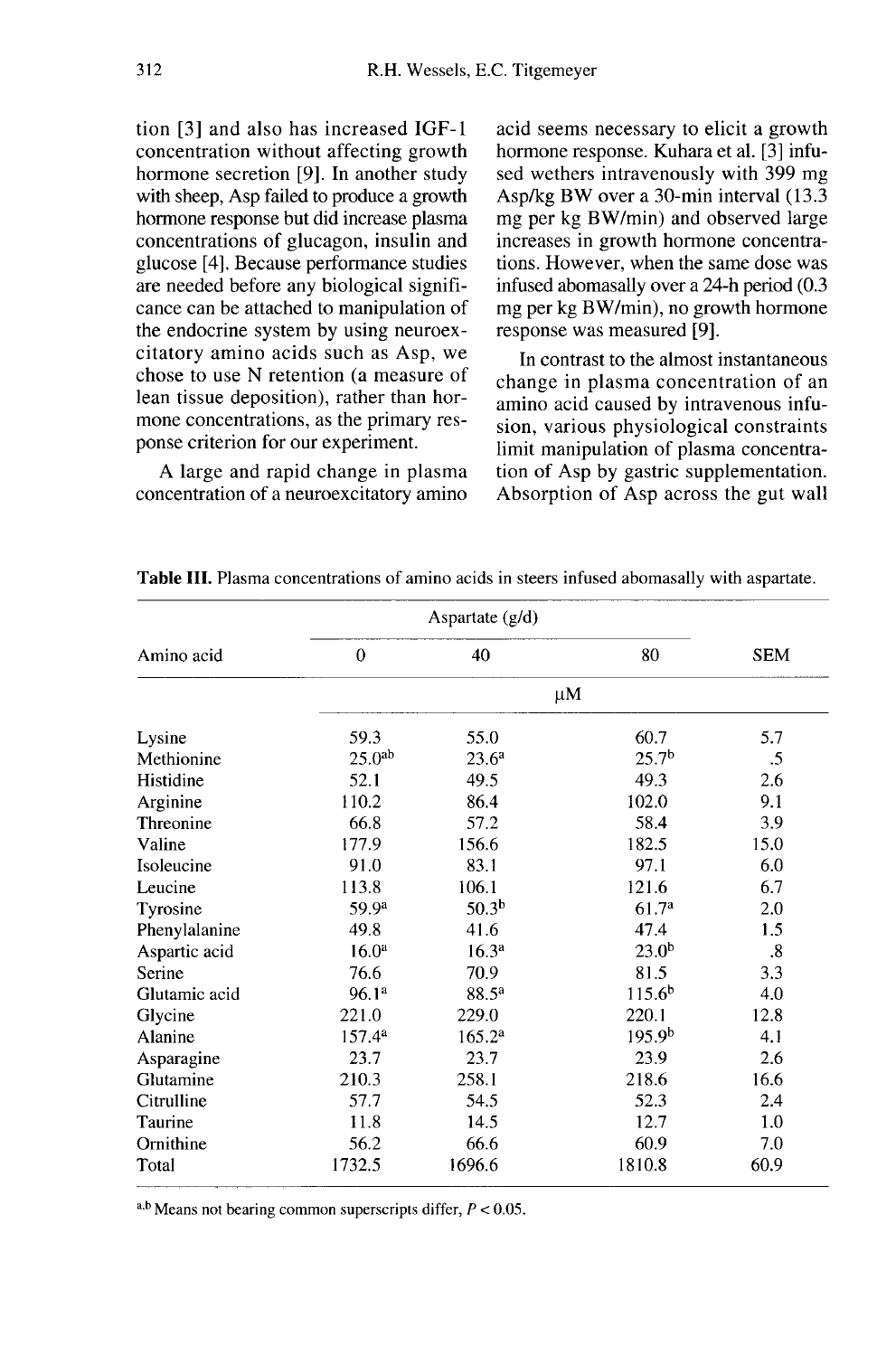tion [3] and also has increased IGF-1 concentration without affecting growth hormone secretion [9]. In another study with sheep, Asp failed to produce a growth hormone response but did increase plasma concentrations of glucagon, insulin and glucose [4]. Because performance studies are needed before any biological significance can be attached to manipulation of the endocrine system by using neuroexcitatory amino acids such as Asp, we chose to use N retention (a measure of lean tissue deposition), rather than hormone concentrations, as the primary response criterion for our experiment.

A large and rapid change in plasma concentration of a neuroexcitatory amino acid seems necessary to elicit a growth hormone response. Kuhara et al. [3] infused wethers intravenously with 399 mg Asp/kg BW over a 30-min interval (13.3 mg per kg BW/min) and observed large increases in growth hormone concentrations. However, when the same dose was infused abomasally over a 24-h period (0.3 mg per kg BW/min), no growth hormone response was measured [9].

In contrast to the almost instantaneous change in plasma concentration of an amino acid caused by intravenous infusion, various physiological constraints limit manipulation of plasma concentration of Asp by gastric supplementation. Absorption of Asp across the gut wall

**Table III.** Plasma concentrations of amino acids in steers infused abomasally with aspartate.

| Amino acid | Aspartate (g/d) | | | SEM |
|---|---|---|---|---|
| | 0 | 40 | 80 | |
| | μM | | | |
| Lysine | 59.3 | 55.0 | 60.7 | 5.7 |
| Methionine | 25.0[ab] | 23.6[a] | 25.7[b] | .5 |
| Histidine | 52.1 | 49.5 | 49.3 | 2.6 |
| Arginine | 110.2 | 86.4 | 102.0 | 9.1 |
| Threonine | 66.8 | 57.2 | 58.4 | 3.9 |
| Valine | 177.9 | 156.6 | 182.5 | 15.0 |
| Isoleucine | 91.0 | 83.1 | 97.1 | 6.0 |
| Leucine | 113.8 | 106.1 | 121.6 | 6.7 |
| Tyrosine | 59.9[a] | 50.3[b] | 61.7[a] | 2.0 |
| Phenylalanine | 49.8 | 41.6 | 47.4 | 1.5 |
| Aspartic acid | 16.0[a] | 16.3[a] | 23.0[b] | .8 |
| Serine | 76.6 | 70.9 | 81.5 | 3.3 |
| Glutamic acid | 96.1[a] | 88.5[a] | 115.6[b] | 4.0 |
| Glycine | 221.0 | 229.0 | 220.1 | 12.8 |
| Alanine | 157.4[a] | 165.2[a] | 195.9[b] | 4.1 |
| Asparagine | 23.7 | 23.7 | 23.9 | 2.6 |
| Glutamine | 210.3 | 258.1 | 218.6 | 16.6 |
| Citrulline | 57.7 | 54.5 | 52.3 | 2.4 |
| Taurine | 11.8 | 14.5 | 12.7 | 1.0 |
| Ornithine | 56.2 | 66.6 | 60.9 | 7.0 |
| Total | 1732.5 | 1696.6 | 1810.8 | 60.9 |

[a,b] Means not bearing common superscripts differ, $P < 0.05$.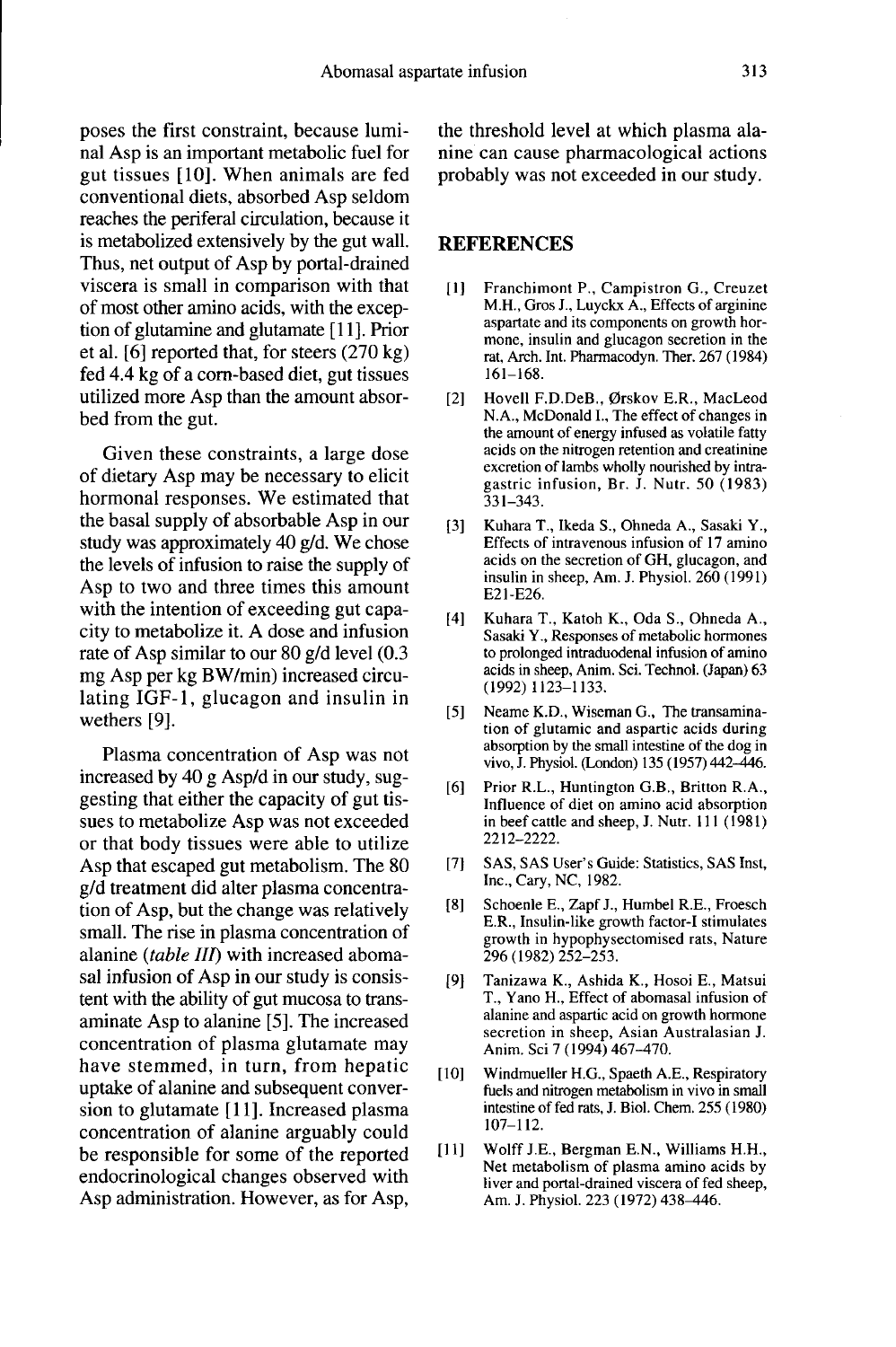poses the first constraint, because luminal Asp is an important metabolic fuel for gut tissues [10]. When animals are fed conventional diets, absorbed Asp seldom reaches the periferal circulation, because it is metabolized extensively by the gut wall. Thus, net output of Asp by portal-drained viscera is small in comparison with that of most other amino acids, with the exception of glutamine and glutamate [11]. Prior et al. [6] reported that, for steers (270 kg) fed 4.4 kg of a corn-based diet, gut tissues utilized more Asp than the amount absorbed from the gut.

Given these constraints, a large dose of dietary Asp may be necessary to elicit hormonal responses. We estimated that the basal supply of absorbable Asp in our study was approximately 40 g/d. We chose the levels of infusion to raise the supply of Asp to two and three times this amount with the intention of exceeding gut capacity to metabolize it. A dose and infusion rate of Asp similar to our 80 g/d level (0.3 mg Asp per kg BW/min) increased circulating IGF-1, glucagon and insulin in wethers [9].

Plasma concentration of Asp was not increased by 40 g Asp/d in our study, suggesting that either the capacity of gut tissues to metabolize Asp was not exceeded or that body tissues were able to utilize Asp that escaped gut metabolism. The 80 g/d treatment did alter plasma concentration of Asp, but the change was relatively small. The rise in plasma concentration of alanine (*table III*) with increased abomasal infusion of Asp in our study is consistent with the ability of gut mucosa to transaminate Asp to alanine [5]. The increased concentration of plasma glutamate may have stemmed, in turn, from hepatic uptake of alanine and subsequent conversion to glutamate [11]. Increased plasma concentration of alanine arguably could be responsible for some of the reported endocrinological changes observed with Asp administration. However, as for Asp, the threshold level at which plasma alanine can cause pharmacological actions probably was not exceeded in our study.

## REFERENCES

[1] Franchimont P., Campistron G., Creuzet M.H., Gros J., Luyckx A., Effects of arginine aspartate and its components on growth hormone, insulin and glucagon secretion in the rat, Arch. Int. Pharmacodyn. Ther. 267 (1984) 161–168.

[2] Hovell F.D.DeB., Ørskov E.R., MacLeod N.A., McDonald I., The effect of changes in the amount of energy infused as volatile fatty acids on the nitrogen retention and creatinine excretion of lambs wholly nourished by intragastric infusion, Br. J. Nutr. 50 (1983) 331–343.

[3] Kuhara T., Ikeda S., Ohneda A., Sasaki Y., Effects of intravenous infusion of 17 amino acids on the secretion of GH, glucagon, and insulin in sheep, Am. J. Physiol. 260 (1991) E21-E26.

[4] Kuhara T., Katoh K., Oda S., Ohneda A., Sasaki Y., Responses of metabolic hormones to prolonged intraduodenal infusion of amino acids in sheep, Anim. Sci. Technol. (Japan) 63 (1992) 1123–1133.

[5] Neame K.D., Wiseman G., The transamination of glutamic and aspartic acids during absorption by the small intestine of the dog in vivo, J. Physiol. (London) 135 (1957) 442–446.

[6] Prior R.L., Huntington G.B., Britton R.A., Influence of diet on amino acid absorption in beef cattle and sheep, J. Nutr. 111 (1981) 2212–2222.

[7] SAS, SAS User's Guide: Statistics, SAS Inst, Inc., Cary, NC, 1982.

[8] Schoenle E., Zapf J., Humbel R.E., Froesch E.R., Insulin-like growth factor-I stimulates growth in hypophysectomised rats, Nature 296 (1982) 252–253.

[9] Tanizawa K., Ashida K., Hosoi E., Matsui T., Yano H., Effect of abomasal infusion of alanine and aspartic acid on growth hormone secretion in sheep, Asian Australasian J. Anim. Sci 7 (1994) 467–470.

[10] Windmueller H.G., Spaeth A.E., Respiratory fuels and nitrogen metabolism in vivo in small intestine of fed rats, J. Biol. Chem. 255 (1980) 107–112.

[11] Wolff J.E., Bergman E.N., Williams H.H., Net metabolism of plasma amino acids by liver and portal-drained viscera of fed sheep, Am. J. Physiol. 223 (1972) 438–446.